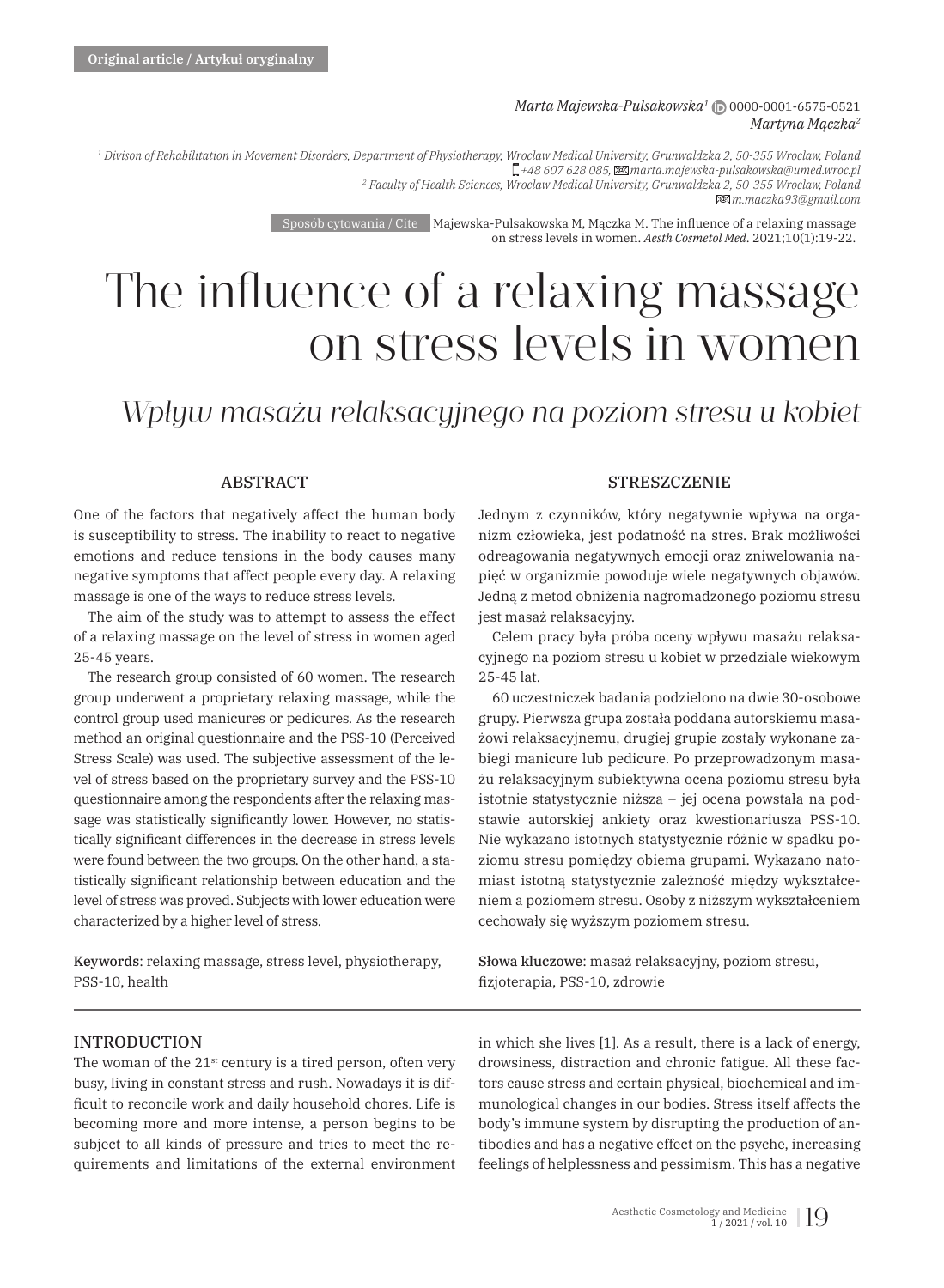Original article / Artykuł oryginalny

*Marta Majewska-Pulsakowska*[1] 0000-0001-6575-0521
*Martyna Mączka*[2]

[1] *Divison of Rehabilitation in Movement Disorders, Department of Physiotherapy, Wroclaw Medical University, Grunwaldzka 2, 50-355 Wroclaw, Poland*
*+48 607 628 085, marta.majewska-pulsakowska@umed.wroc.pl*
[2] *Faculty of Health Sciences, Wroclaw Medical University, Grunwaldzka 2, 50-355 Wroclaw, Poland*
*m.maczka93@gmail.com*

Sposób cytowania / Cite: Majewska-Pulsakowska M, Mączka M. The influence of a relaxing massage on stress levels in women. *Aesth Cosmetol Med*. 2021;10(1):19-22.

# The influence of a relaxing massage on stress levels in women

## *Wpływ masażu relaksacyjnego na poziom stresu u kobiet*

### ABSTRACT

One of the factors that negatively affect the human body is susceptibility to stress. The inability to react to negative emotions and reduce tensions in the body causes many negative symptoms that affect people every day. A relaxing massage is one of the ways to reduce stress levels.

The aim of the study was to attempt to assess the effect of a relaxing massage on the level of stress in women aged 25-45 years.

The research group consisted of 60 women. The research group underwent a proprietary relaxing massage, while the control group used manicures or pedicures. As the research method an original questionnaire and the PSS-10 (Perceived Stress Scale) was used. The subjective assessment of the level of stress based on the proprietary survey and the PSS-10 questionnaire among the respondents after the relaxing massage was statistically significantly lower. However, no statistically significant differences in the decrease in stress levels were found between the two groups. On the other hand, a statistically significant relationship between education and the level of stress was proved. Subjects with lower education were characterized by a higher level of stress.

**Keywords**: relaxing massage, stress level, physiotherapy, PSS-10, health

### STRESZCZENIE

Jednym z czynników, który negatywnie wpływa na organizm człowieka, jest podatność na stres. Brak możliwości odreagowania negatywnych emocji oraz zniwelowania napięć w organizmie powoduje wiele negatywnych objawów. Jedną z metod obniżenia nagromadzonego poziomu stresu jest masaż relaksacyjny.

Celem pracy była próba oceny wpływu masażu relaksacyjnego na poziom stresu u kobiet w przedziale wiekowym 25-45 lat.

60 uczestniczek badania podzielono na dwie 30-osobowe grupy. Pierwsza grupa została poddana autorskiemu masażowi relaksacyjnemu, drugiej grupie zostały wykonane zabiegi manicure lub pedicure. Po przeprowadzonym masażu relaksacyjnym subiektywna ocena poziomu stresu była istotnie statystycznie niższa – jej ocena powstała na podstawie autorskiej ankiety oraz kwestionariusza PSS-10. Nie wykazano istotnych statystycznie różnic w spadku poziomu stresu pomiędzy obiema grupami. Wykazano natomiast istotną statystycznie zależność między wykształceniem a poziomem stresu. Osoby z niższym wykształceniem cechowały się wyższym poziomem stresu.

**Słowa kluczowe**: masaż relaksacyjny, poziom stresu, fizjoterapia, PSS-10, zdrowie

### INTRODUCTION

The woman of the 21st century is a tired person, often very busy, living in constant stress and rush. Nowadays it is difficult to reconcile work and daily household chores. Life is becoming more and more intense, a person begins to be subject to all kinds of pressure and tries to meet the requirements and limitations of the external environment in which she lives [1]. As a result, there is a lack of energy, drowsiness, distraction and chronic fatigue. All these factors cause stress and certain physical, biochemical and immunological changes in our bodies. Stress itself affects the body's immune system by disrupting the production of antibodies and has a negative effect on the psyche, increasing feelings of helplessness and pessimism. This has a negative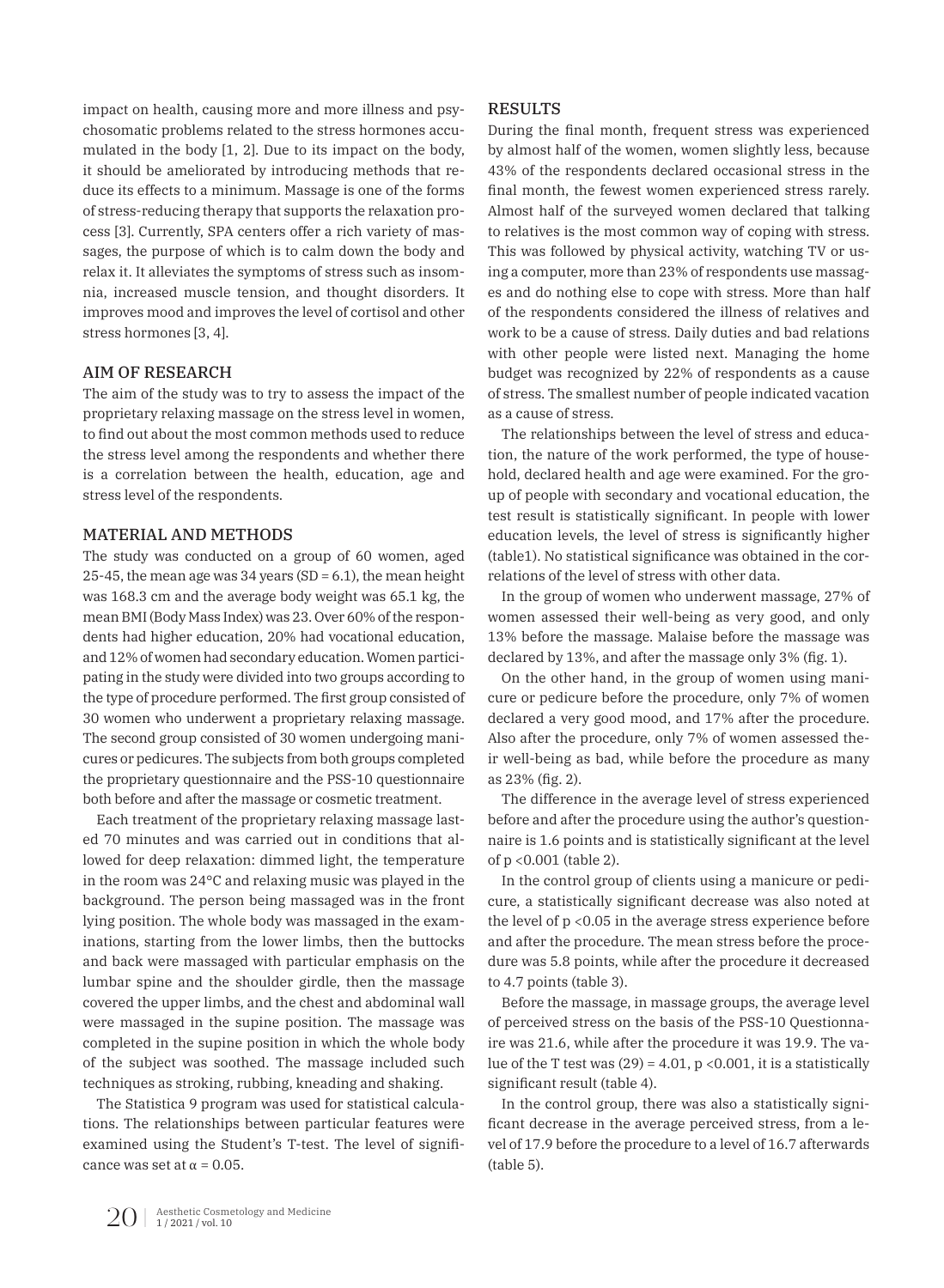impact on health, causing more and more illness and psychosomatic problems related to the stress hormones accumulated in the body [1, 2]. Due to its impact on the body, it should be ameliorated by introducing methods that reduce its effects to a minimum. Massage is one of the forms of stress-reducing therapy that supports the relaxation process [3]. Currently, SPA centers offer a rich variety of massages, the purpose of which is to calm down the body and relax it. It alleviates the symptoms of stress such as insomnia, increased muscle tension, and thought disorders. It improves mood and improves the level of cortisol and other stress hormones [3, 4].

## AIM OF RESEARCH

The aim of the study was to try to assess the impact of the proprietary relaxing massage on the stress level in women, to find out about the most common methods used to reduce the stress level among the respondents and whether there is a correlation between the health, education, age and stress level of the respondents.

## MATERIAL AND METHODS

The study was conducted on a group of 60 women, aged 25-45, the mean age was 34 years (SD = 6.1), the mean height was 168.3 cm and the average body weight was 65.1 kg, the mean BMI (Body Mass Index) was 23. Over 60% of the respondents had higher education, 20% had vocational education, and 12% of women had secondary education. Women participating in the study were divided into two groups according to the type of procedure performed. The first group consisted of 30 women who underwent a proprietary relaxing massage. The second group consisted of 30 women undergoing manicures or pedicures. The subjects from both groups completed the proprietary questionnaire and the PSS-10 questionnaire both before and after the massage or cosmetic treatment.

Each treatment of the proprietary relaxing massage lasted 70 minutes and was carried out in conditions that allowed for deep relaxation: dimmed light, the temperature in the room was 24°C and relaxing music was played in the background. The person being massaged was in the front lying position. The whole body was massaged in the examinations, starting from the lower limbs, then the buttocks and back were massaged with particular emphasis on the lumbar spine and the shoulder girdle, then the massage covered the upper limbs, and the chest and abdominal wall were massaged in the supine position. The massage was completed in the supine position in which the whole body of the subject was soothed. The massage included such techniques as stroking, rubbing, kneading and shaking.

The Statistica 9 program was used for statistical calculations. The relationships between particular features were examined using the Student's T-test. The level of significance was set at $\alpha = 0.05$.

## RESULTS

During the final month, frequent stress was experienced by almost half of the women, women slightly less, because 43% of the respondents declared occasional stress in the final month, the fewest women experienced stress rarely. Almost half of the surveyed women declared that talking to relatives is the most common way of coping with stress. This was followed by physical activity, watching TV or using a computer, more than 23% of respondents use massages and do nothing else to cope with stress. More than half of the respondents considered the illness of relatives and work to be a cause of stress. Daily duties and bad relations with other people were listed next. Managing the home budget was recognized by 22% of respondents as a cause of stress. The smallest number of people indicated vacation as a cause of stress.

The relationships between the level of stress and education, the nature of the work performed, the type of household, declared health and age were examined. For the group of people with secondary and vocational education, the test result is statistically significant. In people with lower education levels, the level of stress is significantly higher (table1). No statistical significance was obtained in the correlations of the level of stress with other data.

In the group of women who underwent massage, 27% of women assessed their well-being as very good, and only 13% before the massage. Malaise before the massage was declared by 13%, and after the massage only 3% (fig. 1).

On the other hand, in the group of women using manicure or pedicure before the procedure, only 7% of women declared a very good mood, and 17% after the procedure. Also after the procedure, only 7% of women assessed their well-being as bad, while before the procedure as many as 23% (fig. 2).

The difference in the average level of stress experienced before and after the procedure using the author's questionnaire is 1.6 points and is statistically significant at the level of $p < 0.001$ (table 2).

In the control group of clients using a manicure or pedicure, a statistically significant decrease was also noted at the level of $p < 0.05$ in the average stress experience before and after the procedure. The mean stress before the procedure was 5.8 points, while after the procedure it decreased to 4.7 points (table 3).

Before the massage, in massage groups, the average level of perceived stress on the basis of the PSS-10 Questionnaire was 21.6, while after the procedure it was 19.9. The value of the T test was $(29) = 4.01$, $p < 0.001$, it is a statistically significant result (table 4).

In the control group, there was also a statistically significant decrease in the average perceived stress, from a level of 17.9 before the procedure to a level of 16.7 afterwards (table 5).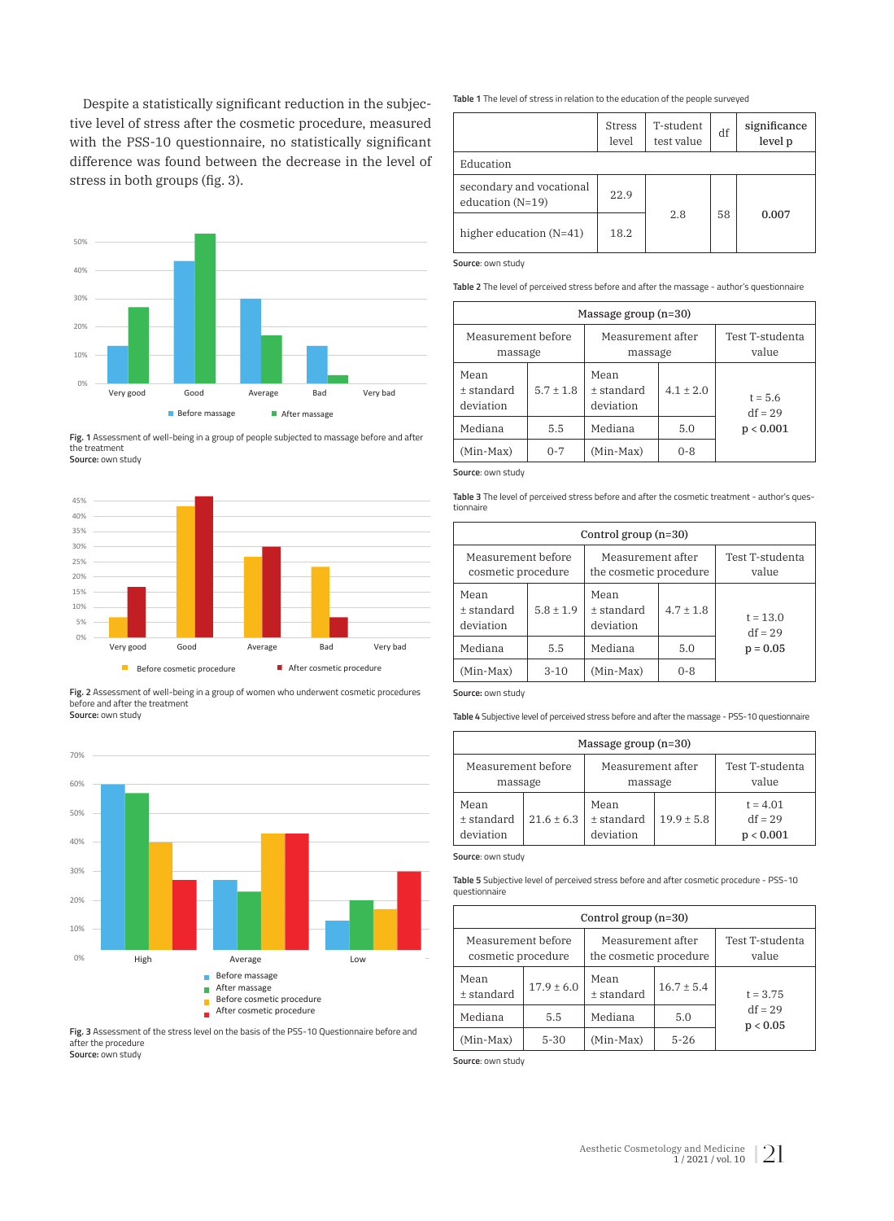Despite a statistically significant reduction in the subjective level of stress after the cosmetic procedure, measured with the PSS-10 questionnaire, no statistically significant difference was found between the decrease in the level of stress in both groups (fig. 3).

**Fig. 1** Assessment of well-being in a group of people subjected to massage before and after the treatment
**Source:** own study

**Fig. 2** Assessment of well-being in a group of women who underwent cosmetic procedures before and after the treatment
**Source:** own study

**Fig. 3** Assessment of the stress level on the basis of the PSS-10 Questionnaire before and after the procedure
**Source:** own study

**Table 1** The level of stress in relation to the education of the people surveyed

| | Stress level | T-student test value | df | significance level p |
|---|---|---|---|---|
| Education | | | | |
| secondary and vocational education (N=19) | 22.9 | 2.8 | 58 | 0.007 |
| higher education (N=41) | 18.2 | | | |

**Source:** own study

**Table 2** The level of perceived stress before and after the massage - author's questionnaire

| Massage group (n=30) | | | | |
|---|---|---|---|---|
| Measurement before massage | | Measurement after massage | | Test T-studenta value |
| Mean ± standard deviation | 5.7 ± 1.8 | Mean ± standard deviation | 4.1 ± 2.0 | t = 5.6<br>df = 29<br>p < 0.001 |
| Mediana | 5.5 | Mediana | 5.0 | |
| (Min-Max) | 0-7 | (Min-Max) | 0-8 | |

**Source:** own study

**Table 3** The level of perceived stress before and after the cosmetic treatment - author's questionnaire

| Control group (n=30) | | | | |
|---|---|---|---|---|
| Measurement before cosmetic procedure | | Measurement after the cosmetic procedure | | Test T-studenta value |
| Mean ± standard deviation | 5.8 ± 1.9 | Mean ± standard deviation | 4.7 ± 1.8 | t = 13.0<br>df = 29<br>**p = 0.05** |
| Mediana | 5.5 | Mediana | 5.0 | |
| (Min-Max) | 3-10 | (Min-Max) | 0-8 | |

**Source:** own study

**Table 4** Subjective level of perceived stress before and after the massage - PSS-10 questionnaire

| Massage group (n=30) | | | | |
|---|---|---|---|---|
| Measurement before massage | | Measurement after massage | | Test T-studenta value |
| Mean ± standard deviation | 21.6 ± 6.3 | Mean ± standard deviation | 19.9 ± 5.8 | t = 4.01<br>df = 29<br>p < 0.001 |

**Source:** own study

**Table 5** Subjective level of perceived stress before and after cosmetic procedure - PSS-10 questionnaire

| Control group (n=30) | | | | |
|---|---|---|---|---|
| Measurement before cosmetic procedure | | Measurement after the cosmetic procedure | | Test T-studenta value |
| Mean ± standard | 17.9 ± 6.0 | Mean ± standard | 16.7 ± 5.4 | t = 3.75<br>df = 29<br>p < 0.05 |
| Mediana | 5.5 | Mediana | 5.0 | |
| (Min-Max) | 5-30 | (Min-Max) | 5-26 | |

**Source:** own study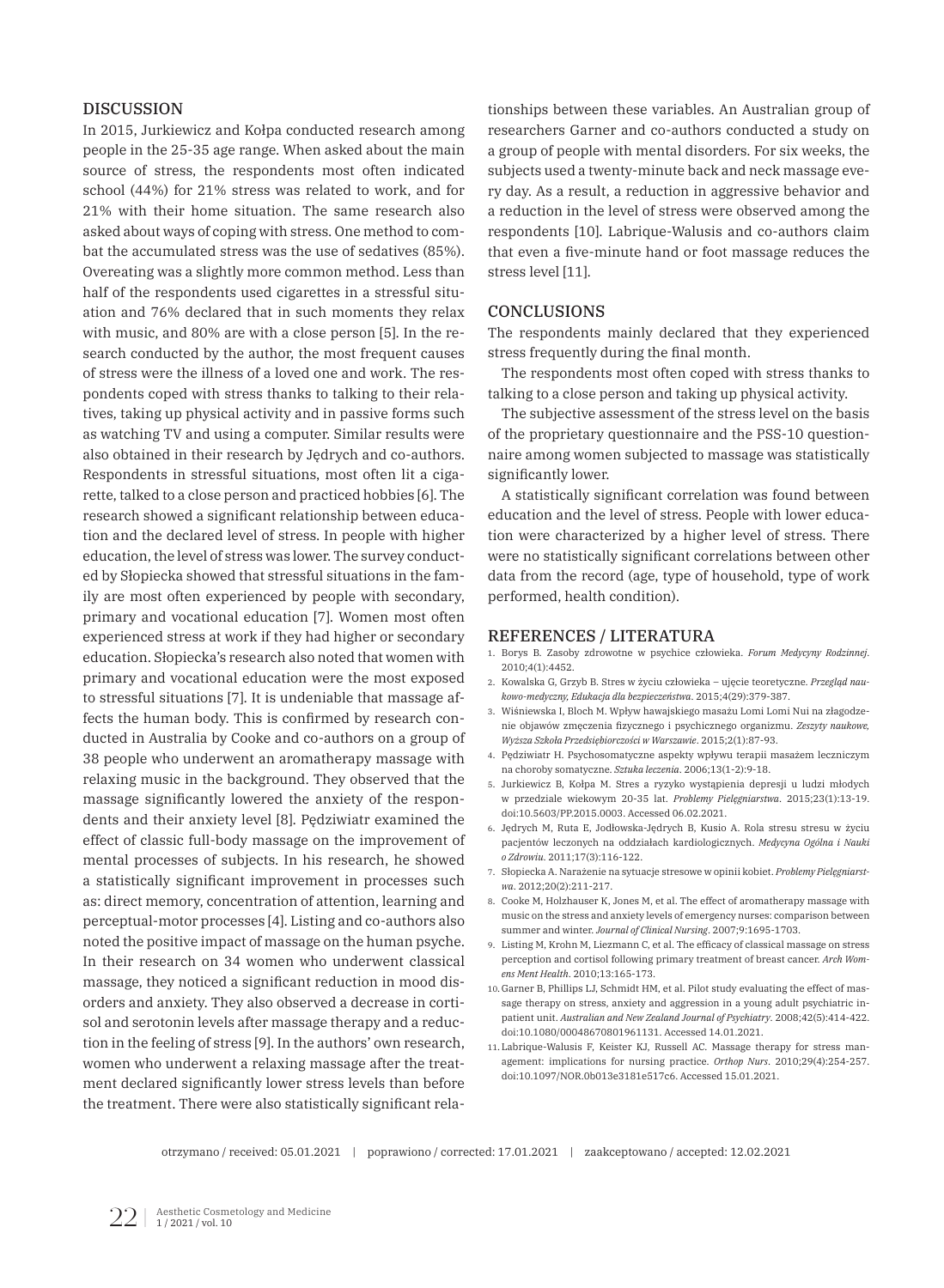## DISCUSSION

In 2015, Jurkiewicz and Kołpa conducted research among people in the 25-35 age range. When asked about the main source of stress, the respondents most often indicated school (44%) for 21% stress was related to work, and for 21% with their home situation. The same research also asked about ways of coping with stress. One method to combat the accumulated stress was the use of sedatives (85%). Overeating was a slightly more common method. Less than half of the respondents used cigarettes in a stressful situation and 76% declared that in such moments they relax with music, and 80% are with a close person [5]. In the research conducted by the author, the most frequent causes of stress were the illness of a loved one and work. The respondents coped with stress thanks to talking to their relatives, taking up physical activity and in passive forms such as watching TV and using a computer. Similar results were also obtained in their research by Jędrych and co-authors. Respondents in stressful situations, most often lit a cigarette, talked to a close person and practiced hobbies [6]. The research showed a significant relationship between education and the declared level of stress. In people with higher education, the level of stress was lower. The survey conducted by Słopiecka showed that stressful situations in the family are most often experienced by people with secondary, primary and vocational education [7]. Women most often experienced stress at work if they had higher or secondary education. Słopiecka's research also noted that women with primary and vocational education were the most exposed to stressful situations [7]. It is undeniable that massage affects the human body. This is confirmed by research conducted in Australia by Cooke and co-authors on a group of 38 people who underwent an aromatherapy massage with relaxing music in the background. They observed that the massage significantly lowered the anxiety of the respondents and their anxiety level [8]. Pędziwiatr examined the effect of classic full-body massage on the improvement of mental processes of subjects. In his research, he showed a statistically significant improvement in processes such as: direct memory, concentration of attention, learning and perceptual-motor processes [4]. Listing and co-authors also noted the positive impact of massage on the human psyche. In their research on 34 women who underwent classical massage, they noticed a significant reduction in mood disorders and anxiety. They also observed a decrease in cortisol and serotonin levels after massage therapy and a reduction in the feeling of stress [9]. In the authors' own research, women who underwent a relaxing massage after the treatment declared significantly lower stress levels than before the treatment. There were also statistically significant relationships between these variables. An Australian group of researchers Garner and co-authors conducted a study on a group of people with mental disorders. For six weeks, the subjects used a twenty-minute back and neck massage every day. As a result, a reduction in aggressive behavior and a reduction in the level of stress were observed among the respondents [10]. Labrique-Walusis and co-authors claim that even a five-minute hand or foot massage reduces the stress level [11].

## CONCLUSIONS

The respondents mainly declared that they experienced stress frequently during the final month.

The respondents most often coped with stress thanks to talking to a close person and taking up physical activity.

The subjective assessment of the stress level on the basis of the proprietary questionnaire and the PSS-10 questionnaire among women subjected to massage was statistically significantly lower.

A statistically significant correlation was found between education and the level of stress. People with lower education were characterized by a higher level of stress. There were no statistically significant correlations between other data from the record (age, type of household, type of work performed, health condition).

## REFERENCES / LITERATURA

1. Borys B. Zasoby zdrowotne w psychice człowieka. *Forum Medycyny Rodzinnej*. 2010;4(1):4452.
2. Kowalska G, Grzyb B. Stres w życiu człowieka – ujęcie teoretyczne. *Przegląd naukowo-medyczny, Edukacja dla bezpieczeństwa*. 2015;4(29):379-387.
3. Wiśniewska I, Bloch M. Wpływ hawajskiego masażu Lomi Lomi Nui na złagodzenie objawów zmęczenia fizycznego i psychicznego organizmu. *Zeszyty naukowe, Wyższa Szkoła Przedsiębiorczości w Warszawie*. 2015;2(1):87-93.
4. Pędziwiatr H. Psychosomatyczne aspekty wpływu terapii masażem leczniczym na choroby somatyczne. *Sztuka leczenia*. 2006;13(1-2):9-18.
5. Jurkiewicz B, Kołpa M. Stres a ryzyko wystąpienia depresji u ludzi młodych w przedziale wiekowym 20-35 lat. *Problemy Pielęgniarstwa*. 2015;23(1):13-19. doi:10.5603/PP.2015.0003. Accessed 06.02.2021.
6. Jędrych M, Ruta E, Jodłowska-Jędrych B, Kusio A. Rola stresu stresu w życiu pacjentów leczonych na oddziałach kardiologicznych. *Medycyna Ogólna i Nauki o Zdrowiu*. 2011;17(3):116-122.
7. Słopiecka A. Narażenie na sytuacje stresowe w opinii kobiet. *Problemy Pielęgniarstwa*. 2012;20(2):211-217.
8. Cooke M, Holzhauser K, Jones M, et al. The effect of aromatherapy massage with music on the stress and anxiety levels of emergency nurses: comparison between summer and winter. *Journal of Clinical Nursing*. 2007;9:1695-1703.
9. Listing M, Krohn M, Liezmann C, et al. The efficacy of classical massage on stress perception and cortisol following primary treatment of breast cancer. *Arch Womens Ment Health*. 2010;13:165-173.
10. Garner B, Phillips LJ, Schmidt HM, et al. Pilot study evaluating the effect of massage therapy on stress, anxiety and aggression in a young adult psychiatric inpatient unit. *Australian and New Zealand Journal of Psychiatry*. 2008;42(5):414-422. doi:10.1080/00048670801961131. Accessed 14.01.2021.
11. Labrique-Walusis F, Keister KJ, Russell AC. Massage therapy for stress management: implications for nursing practice. *Orthop Nurs*. 2010;29(4):254-257. doi:10.1097/NOR.0b013e3181e517c6. Accessed 15.01.2021.

otrzymano / received: 05.01.2021 | poprawiono / corrected: 17.01.2021 | zaakceptowano / accepted: 12.02.2021